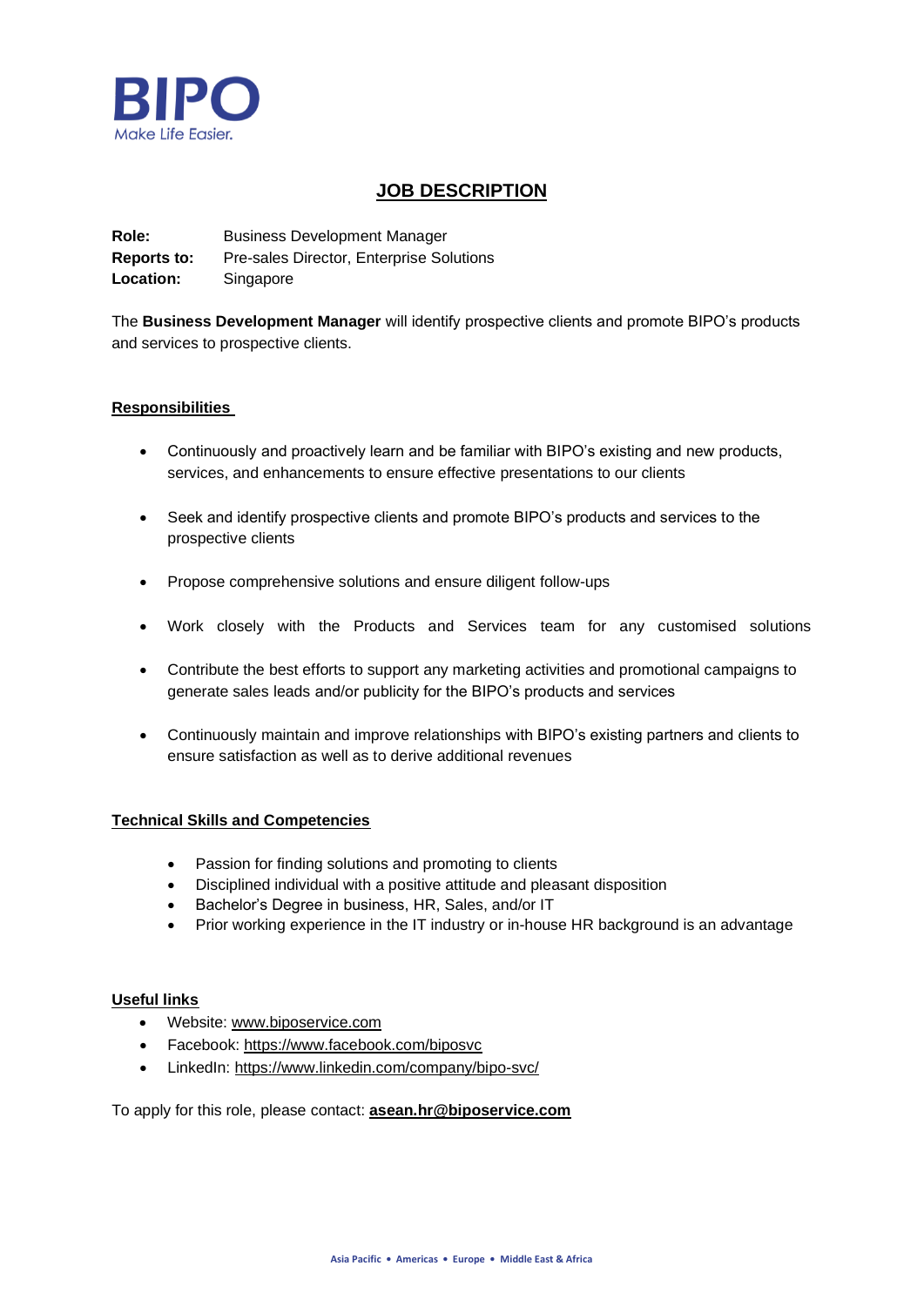BIPO
Make Life Easier.

# JOB DESCRIPTION

**Role:** Business Development Manager
**Reports to:** Pre-sales Director, Enterprise Solutions
**Location:** Singapore

The **Business Development Manager** will identify prospective clients and promote BIPO's products and services to prospective clients.

## Responsibilities

- Continuously and proactively learn and be familiar with BIPO's existing and new products, services, and enhancements to ensure effective presentations to our clients
- Seek and identify prospective clients and promote BIPO's products and services to the prospective clients
- Propose comprehensive solutions and ensure diligent follow-ups
- Work closely with the Products and Services team for any customised solutions
- Contribute the best efforts to support any marketing activities and promotional campaigns to generate sales leads and/or publicity for the BIPO's products and services
- Continuously maintain and improve relationships with BIPO's existing partners and clients to ensure satisfaction as well as to derive additional revenues

## Technical Skills and Competencies

- Passion for finding solutions and promoting to clients
- Disciplined individual with a positive attitude and pleasant disposition
- Bachelor's Degree in business, HR, Sales, and/or IT
- Prior working experience in the IT industry or in-house HR background is an advantage

## Useful links

- Website: www.biposervice.com
- Facebook: https://www.facebook.com/biposvc
- LinkedIn: https://www.linkedin.com/company/bipo-svc/

To apply for this role, please contact: **asean.hr@biposervice.com**

Asia Pacific • Americas • Europe • Middle East & Africa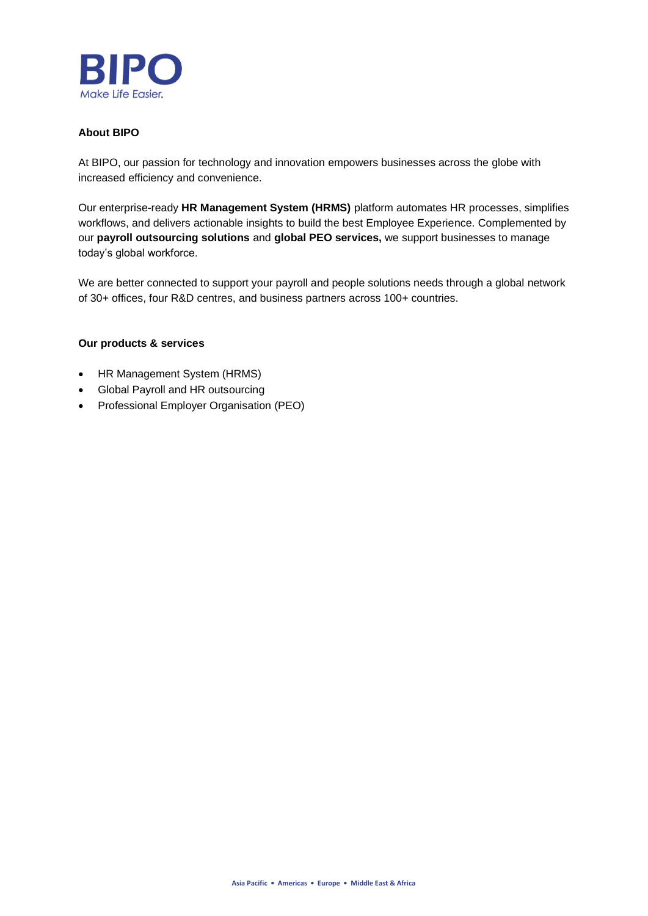BIPO

Make Life Easier.

**About BIPO**

At BIPO, our passion for technology and innovation empowers businesses across the globe with increased efficiency and convenience.

Our enterprise-ready **HR Management System (HRMS)** platform automates HR processes, simplifies workflows, and delivers actionable insights to build the best Employee Experience. Complemented by our **payroll outsourcing solutions** and **global PEO services,** we support businesses to manage today's global workforce.

We are better connected to support your payroll and people solutions needs through a global network of 30+ offices, four R&D centres, and business partners across 100+ countries.

**Our products & services**

- HR Management System (HRMS)
- Global Payroll and HR outsourcing
- Professional Employer Organisation (PEO)

**Asia Pacific • Americas • Europe • Middle East & Africa**